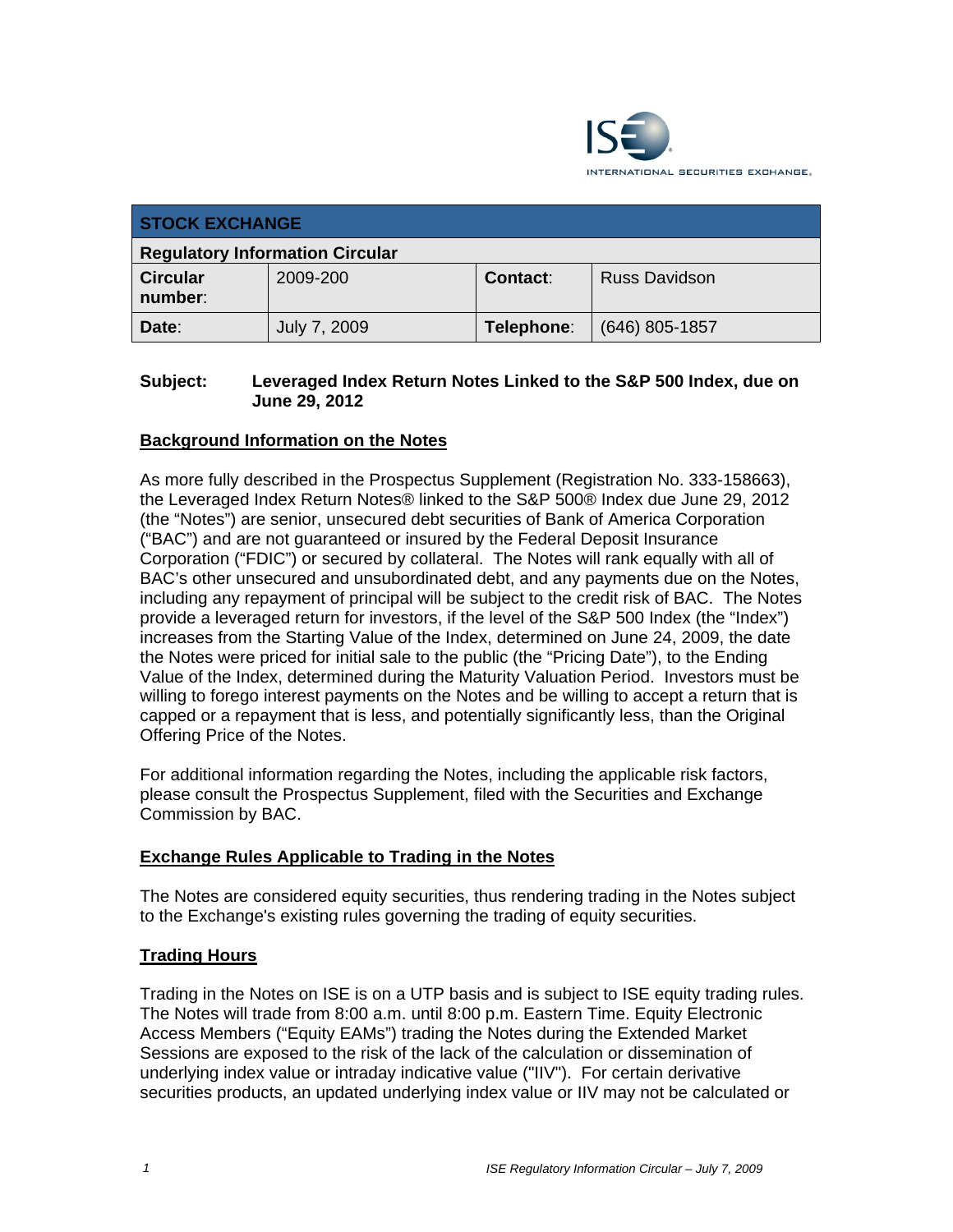| STOCK EXCHANGE | | | |
|---|---|---|---|
| **Regulatory Information Circular** | | | |
| **Circular number**: | 2009-200 | **Contact**: | Russ Davidson |
| **Date**: | July 7, 2009 | **Telephone**: | (646) 805-1857 |

**Subject: Leveraged Index Return Notes Linked to the S&P 500 Index, due on June 29, 2012**

## Background Information on the Notes

As more fully described in the Prospectus Supplement (Registration No. 333-158663), the Leveraged Index Return Notes® linked to the S&P 500® Index due June 29, 2012 (the "Notes") are senior, unsecured debt securities of Bank of America Corporation ("BAC") and are not guaranteed or insured by the Federal Deposit Insurance Corporation ("FDIC") or secured by collateral. The Notes will rank equally with all of BAC's other unsecured and unsubordinated debt, and any payments due on the Notes, including any repayment of principal will be subject to the credit risk of BAC. The Notes provide a leveraged return for investors, if the level of the S&P 500 Index (the "Index") increases from the Starting Value of the Index, determined on June 24, 2009, the date the Notes were priced for initial sale to the public (the "Pricing Date"), to the Ending Value of the Index, determined during the Maturity Valuation Period. Investors must be willing to forego interest payments on the Notes and be willing to accept a return that is capped or a repayment that is less, and potentially significantly less, than the Original Offering Price of the Notes.

For additional information regarding the Notes, including the applicable risk factors, please consult the Prospectus Supplement, filed with the Securities and Exchange Commission by BAC.

## Exchange Rules Applicable to Trading in the Notes

The Notes are considered equity securities, thus rendering trading in the Notes subject to the Exchange's existing rules governing the trading of equity securities.

## Trading Hours

Trading in the Notes on ISE is on a UTP basis and is subject to ISE equity trading rules. The Notes will trade from 8:00 a.m. until 8:00 p.m. Eastern Time. Equity Electronic Access Members ("Equity EAMs") trading the Notes during the Extended Market Sessions are exposed to the risk of the lack of the calculation or dissemination of underlying index value or intraday indicative value ("IIV"). For certain derivative securities products, an updated underlying index value or IIV may not be calculated or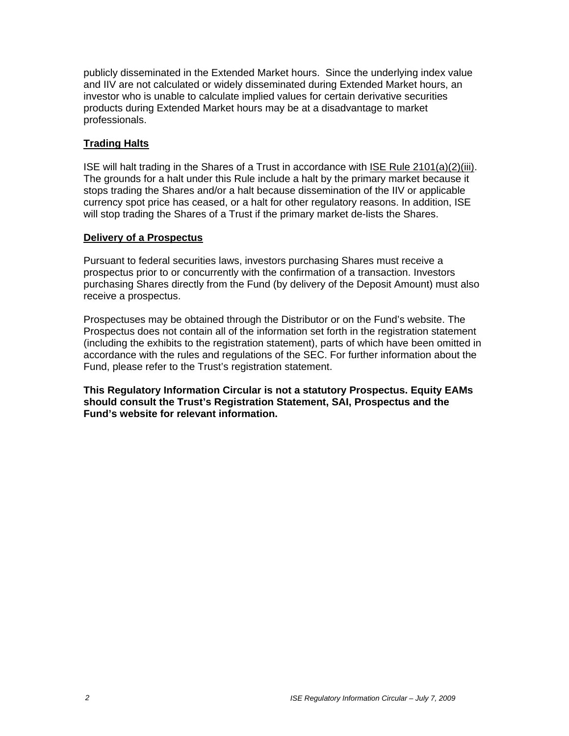publicly disseminated in the Extended Market hours. Since the underlying index value and IIV are not calculated or widely disseminated during Extended Market hours, an investor who is unable to calculate implied values for certain derivative securities products during Extended Market hours may be at a disadvantage to market professionals.

## Trading Halts

ISE will halt trading in the Shares of a Trust in accordance with ISE Rule 2101(a)(2)(iii). The grounds for a halt under this Rule include a halt by the primary market because it stops trading the Shares and/or a halt because dissemination of the IIV or applicable currency spot price has ceased, or a halt for other regulatory reasons. In addition, ISE will stop trading the Shares of a Trust if the primary market de-lists the Shares.

## Delivery of a Prospectus

Pursuant to federal securities laws, investors purchasing Shares must receive a prospectus prior to or concurrently with the confirmation of a transaction. Investors purchasing Shares directly from the Fund (by delivery of the Deposit Amount) must also receive a prospectus.

Prospectuses may be obtained through the Distributor or on the Fund's website. The Prospectus does not contain all of the information set forth in the registration statement (including the exhibits to the registration statement), parts of which have been omitted in accordance with the rules and regulations of the SEC. For further information about the Fund, please refer to the Trust's registration statement.

**This Regulatory Information Circular is not a statutory Prospectus. Equity EAMs should consult the Trust's Registration Statement, SAI, Prospectus and the Fund's website for relevant information.**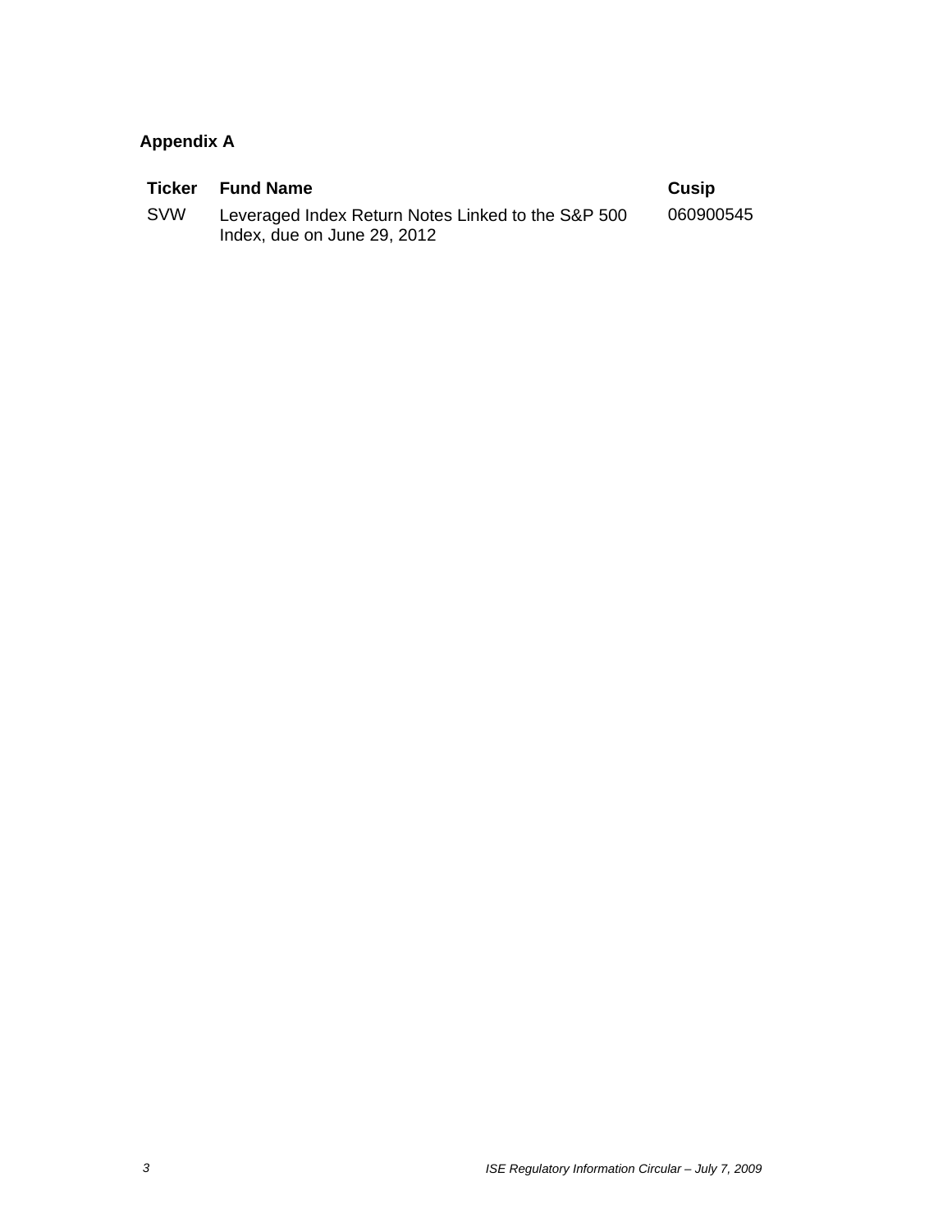**Appendix A**

| Ticker | Fund Name | Cusip |
|---|---|---|
| SVW | Leveraged Index Return Notes Linked to the S&P 500 Index, due on June 29, 2012 | 060900545 |